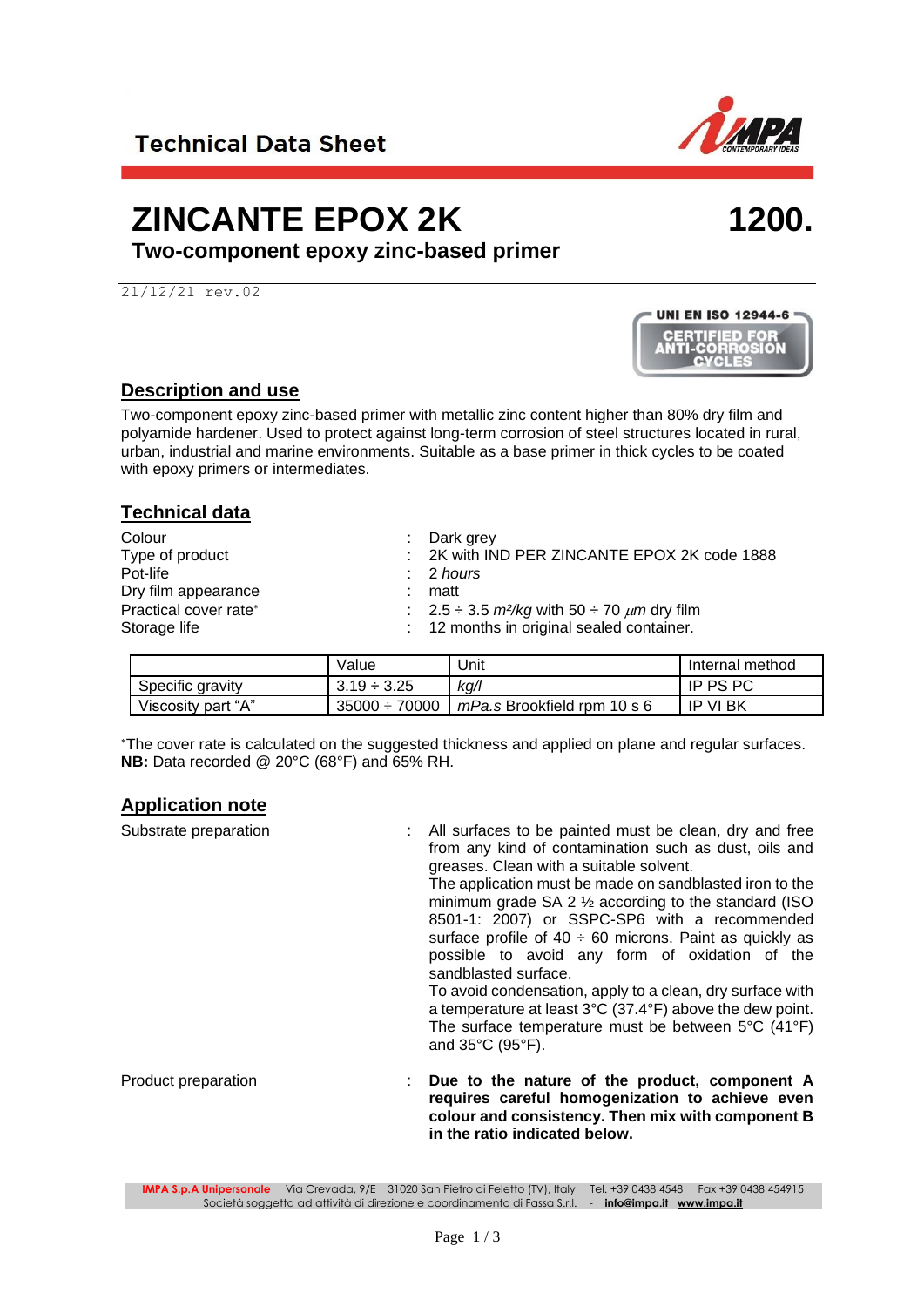Technical Data Sheet

# ZINCANTE EPOX 2K

# 1200.

## Two-component epoxy zinc-based primer

21/12/21 rev.02

UNI EN ISO 12944-6 CERTIFIED FOR ANTI-CORROSION CYCLES

## Description and use

Two-component epoxy zinc-based primer with metallic zinc content higher than 80% dry film and polyamide hardener. Used to protect against long-term corrosion of steel structures located in rural, urban, industrial and marine environments. Suitable as a base primer in thick cycles to be coated with epoxy primers or intermediates.

## Technical data

| | | |
|---|---|---|
| Colour | : | Dark grey |
| Type of product | : | 2K with IND PER ZINCANTE EPOX 2K code 1888 |
| Pot-life | : | 2 *hours* |
| Dry film appearance | : | matt |
| Practical cover rate* | : | 2.5 ÷ 3.5 *m²/kg* with 50 ÷ 70 *µm* dry film |
| Storage life | : | 12 months in original sealed container. |

| | Value | Unit | Internal method |
|---|---|---|---|
| Specific gravity | 3.19 ÷ 3.25 | *kg/l* | IP PS PC |
| Viscosity part "A" | 35000 ÷ 70000 | *mPa.s* Brookfield rpm 10 s 6 | IP VI BK |

*The cover rate is calculated on the suggested thickness and applied on plane and regular surfaces.
**NB:** Data recorded @ 20°C (68°F) and 65% RH.

## Application note

| | | |
|---|---|---|
| Substrate preparation | : | All surfaces to be painted must be clean, dry and free from any kind of contamination such as dust, oils and greases. Clean with a suitable solvent. The application must be made on sandblasted iron to the minimum grade SA 2 ½ according to the standard (ISO 8501-1: 2007) or SSPC-SP6 with a recommended surface profile of 40 ÷ 60 microns. Paint as quickly as possible to avoid any form of oxidation of the sandblasted surface. To avoid condensation, apply to a clean, dry surface with a temperature at least 3°C (37.4°F) above the dew point. The surface temperature must be between 5°C (41°F) and 35°C (95°F). |
| Product preparation | : | **Due to the nature of the product, component A requires careful homogenization to achieve even colour and consistency. Then mix with component B in the ratio indicated below.** |

**IMPA S.p.A Unipersonale** Via Crevada, 9/E 31020 San Pietro di Feletto (TV), Italy Tel. +39 0438 4548 Fax +39 0438 454915
Società soggetta ad attività di direzione e coordinamento di Fassa S.r.l. - **info@impa.it** **www.impa.it**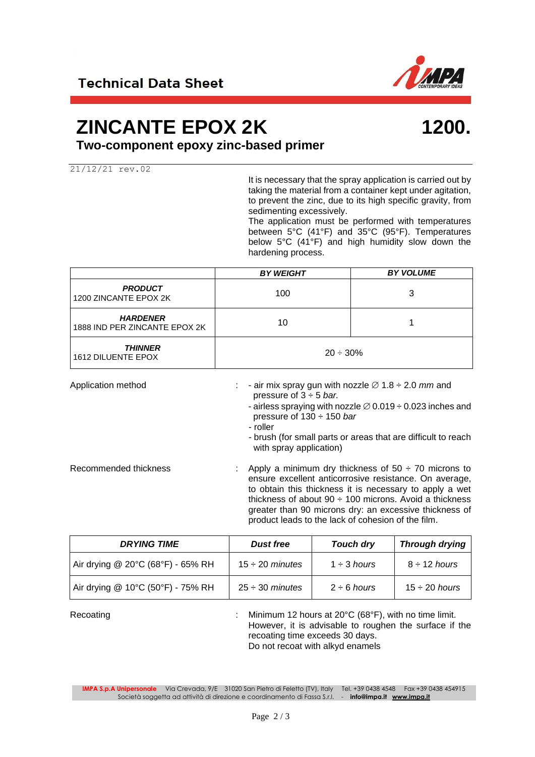# ZINCANTE EPOX 2K

**1200.**

## Two-component epoxy zinc-based primer

21/12/21 rev.02

It is necessary that the spray application is carried out by taking the material from a container kept under agitation, to prevent the zinc, due to its high specific gravity, from sedimenting excessively.
The application must be performed with temperatures between 5°C (41°F) and 35°C (95°F). Temperatures below 5°C (41°F) and high humidity slow down the hardening process.

| | ***BY WEIGHT*** | ***BY VOLUME*** |
|---|---|---|
| ***PRODUCT*** 1200 ZINCANTE EPOX 2K | 100 | 3 |
| ***HARDENER*** 1888 IND PER ZINCANTE EPOX 2K | 10 | 1 |
| ***THINNER*** 1612 DILUENTE EPOX | 20 ÷ 30% | |

Application method :
- air mix spray gun with nozzle ∅ 1.8 ÷ 2.0 *mm* and pressure of 3 ÷ 5 *bar.*
- airless spraying with nozzle ∅ 0.019 ÷ 0.023 inches and pressure of 130 ÷ 150 *bar*
- roller
- brush (for small parts or areas that are difficult to reach with spray application)

Recommended thickness : Apply a minimum dry thickness of 50 ÷ 70 microns to ensure excellent anticorrosive resistance. On average, to obtain this thickness it is necessary to apply a wet thickness of about 90 ÷ 100 microns. Avoid a thickness greater than 90 microns dry: an excessive thickness of product leads to the lack of cohesion of the film.

| ***DRYING TIME*** | ***Dust free*** | ***Touch dry*** | ***Through drying*** |
|---|---|---|---|
| Air drying @ 20°C (68°F) - 65% RH | 15 ÷ 20 *minutes* | 1 ÷ 3 *hours* | 8 ÷ 12 *hours* |
| Air drying @ 10°C (50°F) - 75% RH | 25 ÷ 30 *minutes* | 2 ÷ 6 *hours* | 15 ÷ 20 *hours* |

Recoating : Minimum 12 hours at 20°C (68°F), with no time limit. However, it is advisable to roughen the surface if the recoating time exceeds 30 days.
Do not recoat with alkyd enamels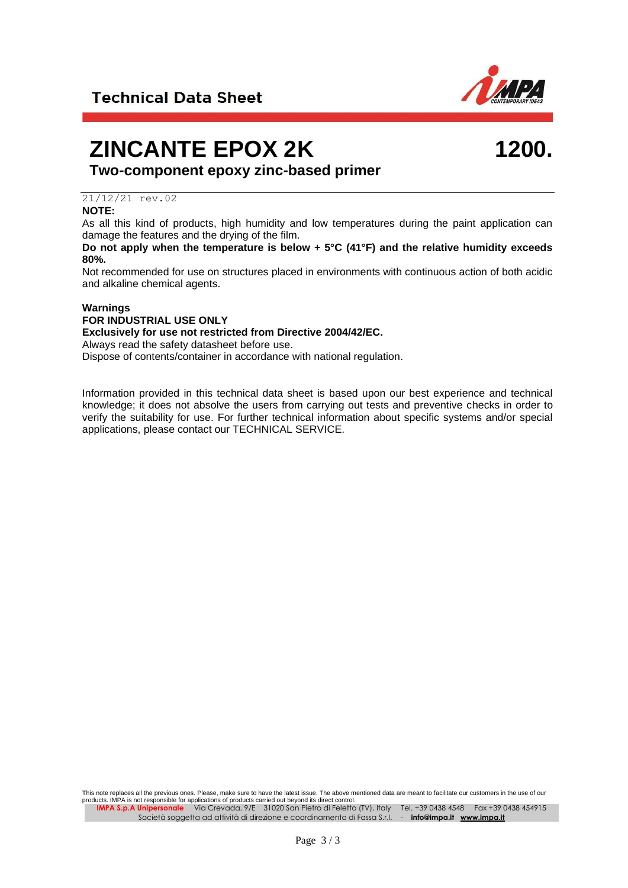# ZINCANTE EPOX 2K 1200.

**Two-component epoxy zinc-based primer**

21/12/21 rev.02

**NOTE:**

As all this kind of products, high humidity and low temperatures during the paint application can damage the features and the drying of the film.

**Do not apply when the temperature is below + 5°C (41°F) and the relative humidity exceeds 80%.**

Not recommended for use on structures placed in environments with continuous action of both acidic and alkaline chemical agents.

**Warnings**

**FOR INDUSTRIAL USE ONLY**

**Exclusively for use not restricted from Directive 2004/42/EC.**

Always read the safety datasheet before use.

Dispose of contents/container in accordance with national regulation.

Information provided in this technical data sheet is based upon our best experience and technical knowledge; it does not absolve the users from carrying out tests and preventive checks in order to verify the suitability for use. For further technical information about specific systems and/or special applications, please contact our TECHNICAL SERVICE.

This note replaces all the previous ones. Please, make sure to have the latest issue. The above mentioned data are meant to facilitate our customers in the use of our products. IMPA is not responsible for applications of products carried out beyond its direct control.

**IMPA S.p.A Unipersonale** Via Crevada, 9/E 31020 San Pietro di Feletto (TV), Italy Tel. +39 0438 4548 Fax +39 0438 454915
Società soggetta ad attività di direzione e coordinamento di Fassa S.r.l. - **info@impa.it** **www.impa.it**